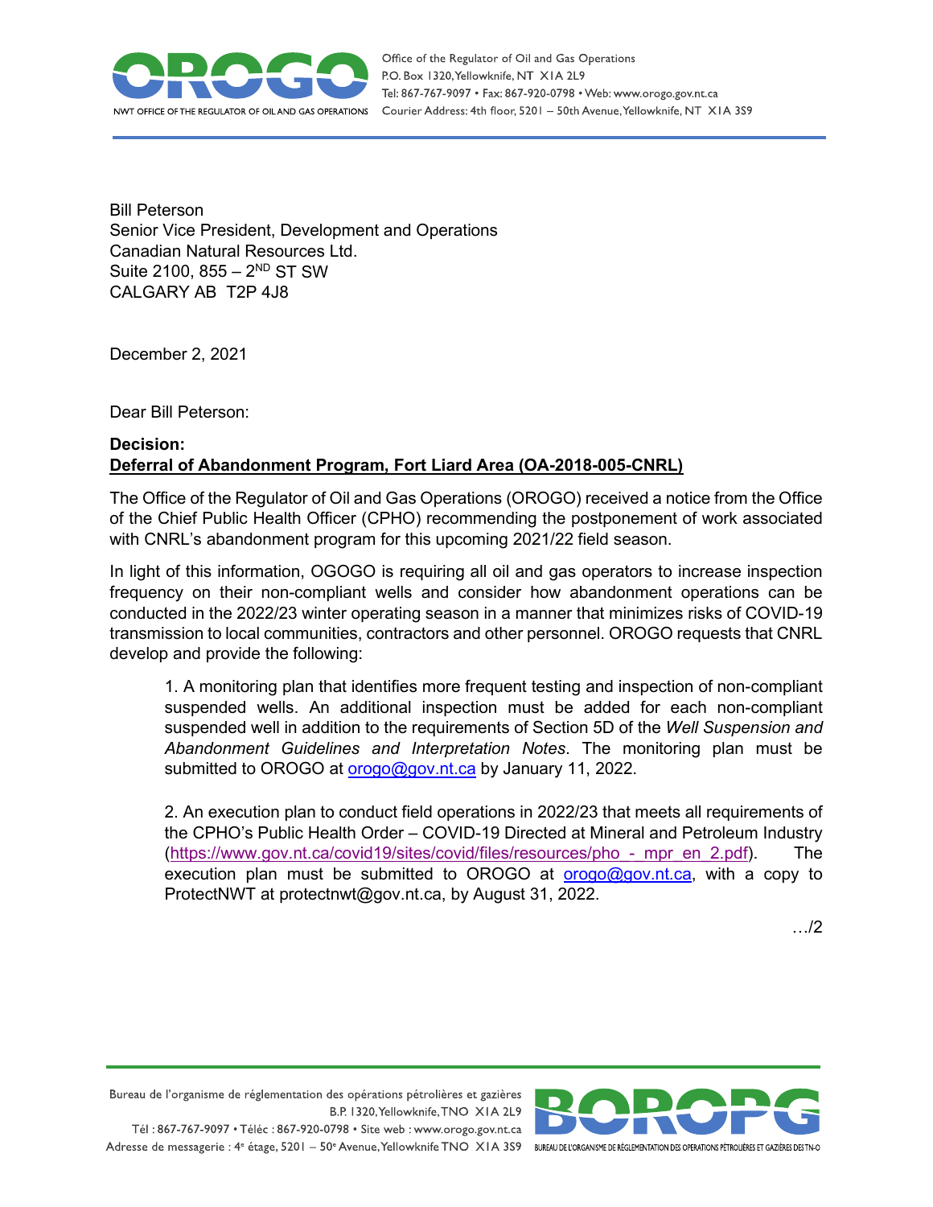Office of the Regulator of Oil and Gas Operations
P.O. Box 1320, Yellowknife, NT X1A 2L9
Tel: 867-767-9097 • Fax: 867-920-0798 • Web: www.orogo.gov.nt.ca
Courier Address: 4th floor, 5201 – 50th Avenue, Yellowknife, NT X1A 3S9

Bill Peterson
Senior Vice President, Development and Operations
Canadian Natural Resources Ltd.
Suite 2100, 855 – 2ND ST SW
CALGARY AB T2P 4J8

December 2, 2021

Dear Bill Peterson:

**Decision:**
**Deferral of Abandonment Program, Fort Liard Area (OA-2018-005-CNRL)**

The Office of the Regulator of Oil and Gas Operations (OROGO) received a notice from the Office of the Chief Public Health Officer (CPHO) recommending the postponement of work associated with CNRL's abandonment program for this upcoming 2021/22 field season.

In light of this information, OGOGO is requiring all oil and gas operators to increase inspection frequency on their non-compliant wells and consider how abandonment operations can be conducted in the 2022/23 winter operating season in a manner that minimizes risks of COVID-19 transmission to local communities, contractors and other personnel. OROGO requests that CNRL develop and provide the following:

1. A monitoring plan that identifies more frequent testing and inspection of non-compliant suspended wells. An additional inspection must be added for each non-compliant suspended well in addition to the requirements of Section 5D of the *Well Suspension and Abandonment Guidelines and Interpretation Notes*. The monitoring plan must be submitted to OROGO at orogo@gov.nt.ca by January 11, 2022.

2. An execution plan to conduct field operations in 2022/23 that meets all requirements of the CPHO's Public Health Order – COVID-19 Directed at Mineral and Petroleum Industry (https://www.gov.nt.ca/covid19/sites/covid/files/resources/pho_-_mpr_en_2.pdf). The execution plan must be submitted to OROGO at orogo@gov.nt.ca, with a copy to ProtectNWT at protectnwt@gov.nt.ca, by August 31, 2022.

…/2

Bureau de l'organisme de réglementation des opérations pétrolières et gazières
B.P. 1320, Yellowknife, TNO X1A 2L9
Tél : 867-767-9097 • Téléc : 867-920-0798 • Site web : www.orogo.gov.nt.ca
Adresse de messagerie : 4e étage, 5201 – 50e Avenue, Yellowknife TNO X1A 3S9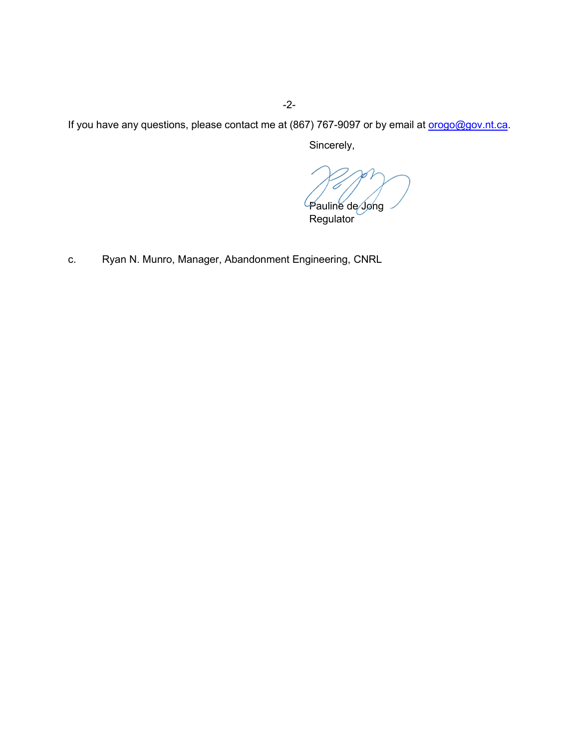If you have any questions, please contact me at (867) 767-9097 or by email at orogo@gov.nt.ca.

Sincerely,

Pauline de Jong
Regulator

c. Ryan N. Munro, Manager, Abandonment Engineering, CNRL